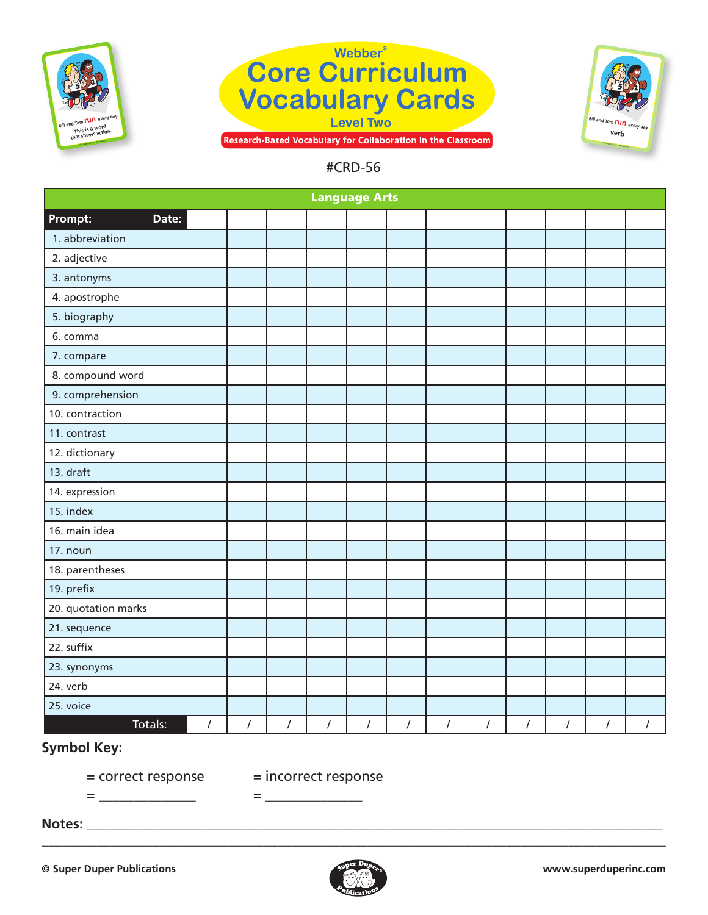Webber®

# Core Curriculum Vocabulary Cards

Level Two

Research-Based Vocabulary for Collaboration in the Classroom

#CRD-56

| Language Arts | | | | | | | | | | | | |
|---|---|---|---|---|---|---|---|---|---|---|---|---|
| **Prompt: Date:** | | | | | | | | | | | | |
| 1. abbreviation | | | | | | | | | | | | |
| 2. adjective | | | | | | | | | | | | |
| 3. antonyms | | | | | | | | | | | | |
| 4. apostrophe | | | | | | | | | | | | |
| 5. biography | | | | | | | | | | | | |
| 6. comma | | | | | | | | | | | | |
| 7. compare | | | | | | | | | | | | |
| 8. compound word | | | | | | | | | | | | |
| 9. comprehension | | | | | | | | | | | | |
| 10. contraction | | | | | | | | | | | | |
| 11. contrast | | | | | | | | | | | | |
| 12. dictionary | | | | | | | | | | | | |
| 13. draft | | | | | | | | | | | | |
| 14. expression | | | | | | | | | | | | |
| 15. index | | | | | | | | | | | | |
| 16. main idea | | | | | | | | | | | | |
| 17. noun | | | | | | | | | | | | |
| 18. parentheses | | | | | | | | | | | | |
| 19. prefix | | | | | | | | | | | | |
| 20. quotation marks | | | | | | | | | | | | |
| 21. sequence | | | | | | | | | | | | |
| 22. suffix | | | | | | | | | | | | |
| 23. synonyms | | | | | | | | | | | | |
| 24. verb | | | | | | | | | | | | |
| 25. voice | | | | | | | | | | | | |
| Totals: | / | / | / | / | / | / | / | / | / | / | / | / |

**Symbol Key:**

= correct response = incorrect response

= ______________ = ______________

**Notes:** ______________________________________________________________________________

________________________________________________________________________________________

© Super Duper Publications www.superduperinc.com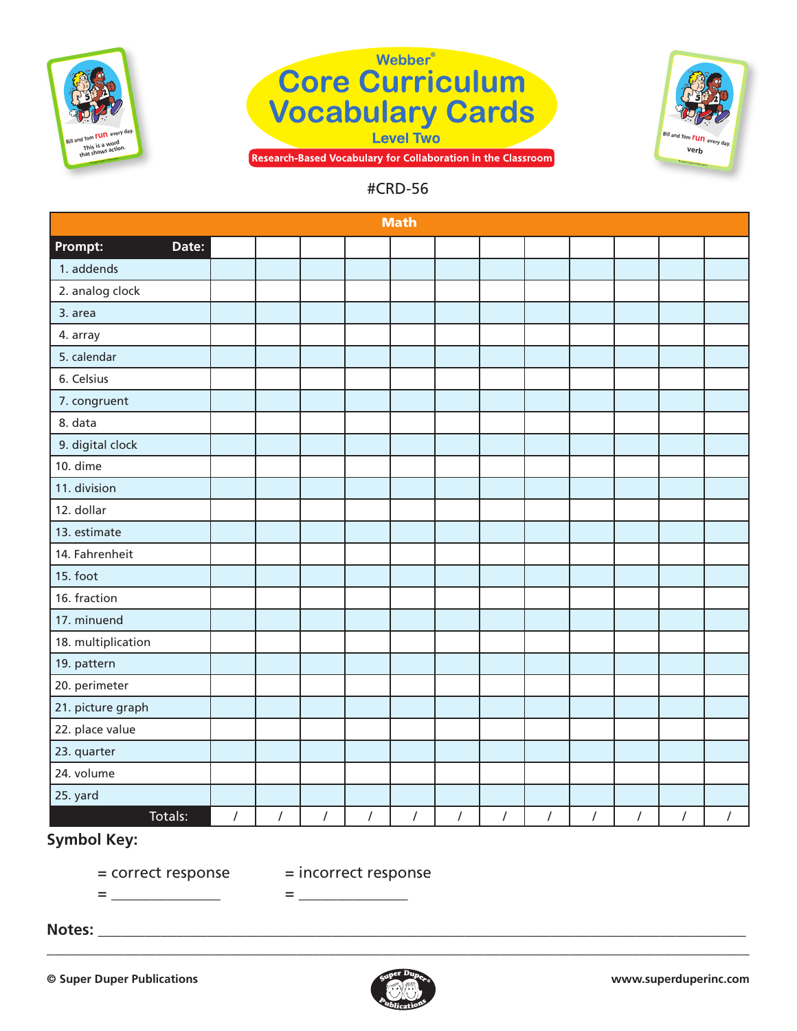# Webber® Core Curriculum Vocabulary Cards

## Level Two

**Research-Based Vocabulary for Collaboration in the Classroom**

#CRD-56

| Math | | | | | | | | | | | | |
|---|---|---|---|---|---|---|---|---|---|---|---|---|
| **Prompt: Date:** | | | | | | | | | | | | |
| 1. addends | | | | | | | | | | | | |
| 2. analog clock | | | | | | | | | | | | |
| 3. area | | | | | | | | | | | | |
| 4. array | | | | | | | | | | | | |
| 5. calendar | | | | | | | | | | | | |
| 6. Celsius | | | | | | | | | | | | |
| 7. congruent | | | | | | | | | | | | |
| 8. data | | | | | | | | | | | | |
| 9. digital clock | | | | | | | | | | | | |
| 10. dime | | | | | | | | | | | | |
| 11. division | | | | | | | | | | | | |
| 12. dollar | | | | | | | | | | | | |
| 13. estimate | | | | | | | | | | | | |
| 14. Fahrenheit | | | | | | | | | | | | |
| 15. foot | | | | | | | | | | | | |
| 16. fraction | | | | | | | | | | | | |
| 17. minuend | | | | | | | | | | | | |
| 18. multiplication | | | | | | | | | | | | |
| 19. pattern | | | | | | | | | | | | |
| 20. perimeter | | | | | | | | | | | | |
| 21. picture graph | | | | | | | | | | | | |
| 22. place value | | | | | | | | | | | | |
| 23. quarter | | | | | | | | | | | | |
| 24. volume | | | | | | | | | | | | |
| 25. yard | | | | | | | | | | | | |
| Totals: | / | / | / | / | / | / | / | / | / | / | / | / |

**Symbol Key:**

= correct response = incorrect response

= _______________ = _______________

**Notes:** ____________________________________________________________

____________________________________________________________

© Super Duper Publications www.superduperinc.com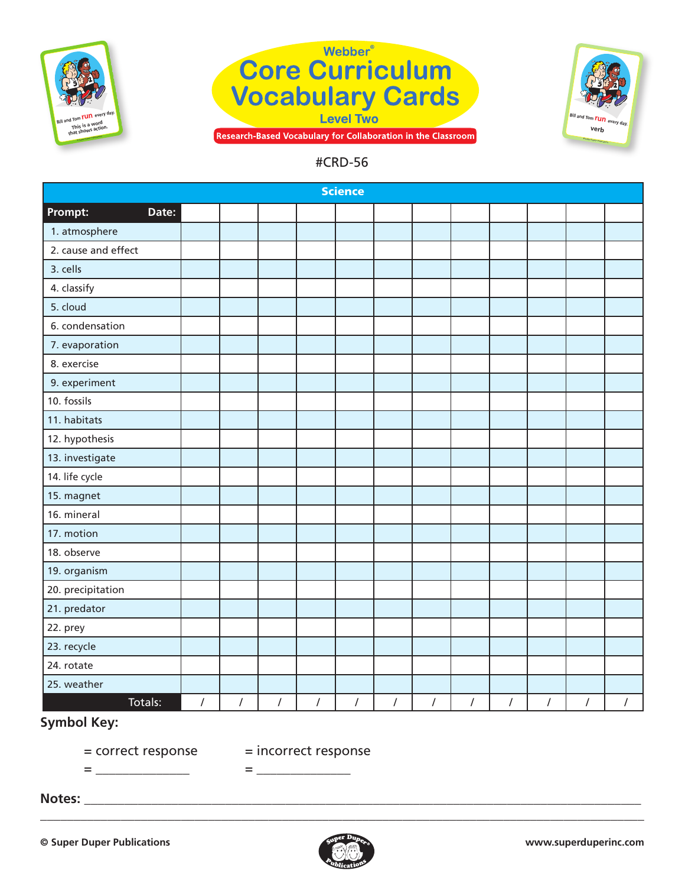# Webber® Core Curriculum Vocabulary Cards

## Level Two

**Research-Based Vocabulary for Collaboration in the Classroom**

#CRD-56

| Science | | | | | | | | | | | | |
|---|---|---|---|---|---|---|---|---|---|---|---|---|
| **Prompt: Date:** | | | | | | | | | | | | |
| 1. atmosphere | | | | | | | | | | | | |
| 2. cause and effect | | | | | | | | | | | | |
| 3. cells | | | | | | | | | | | | |
| 4. classify | | | | | | | | | | | | |
| 5. cloud | | | | | | | | | | | | |
| 6. condensation | | | | | | | | | | | | |
| 7. evaporation | | | | | | | | | | | | |
| 8. exercise | | | | | | | | | | | | |
| 9. experiment | | | | | | | | | | | | |
| 10. fossils | | | | | | | | | | | | |
| 11. habitats | | | | | | | | | | | | |
| 12. hypothesis | | | | | | | | | | | | |
| 13. investigate | | | | | | | | | | | | |
| 14. life cycle | | | | | | | | | | | | |
| 15. magnet | | | | | | | | | | | | |
| 16. mineral | | | | | | | | | | | | |
| 17. motion | | | | | | | | | | | | |
| 18. observe | | | | | | | | | | | | |
| 19. organism | | | | | | | | | | | | |
| 20. precipitation | | | | | | | | | | | | |
| 21. predator | | | | | | | | | | | | |
| 22. prey | | | | | | | | | | | | |
| 23. recycle | | | | | | | | | | | | |
| 24. rotate | | | | | | | | | | | | |
| 25. weather | | | | | | | | | | | | |
| Totals: | / | / | / | / | / | / | / | / | / | / | / | / |

**Symbol Key:**

= correct response = incorrect response

= _______________ = _______________

**Notes:** ___________________________________________________________________________

___________________________________________________________________________

© Super Duper Publications www.superduperinc.com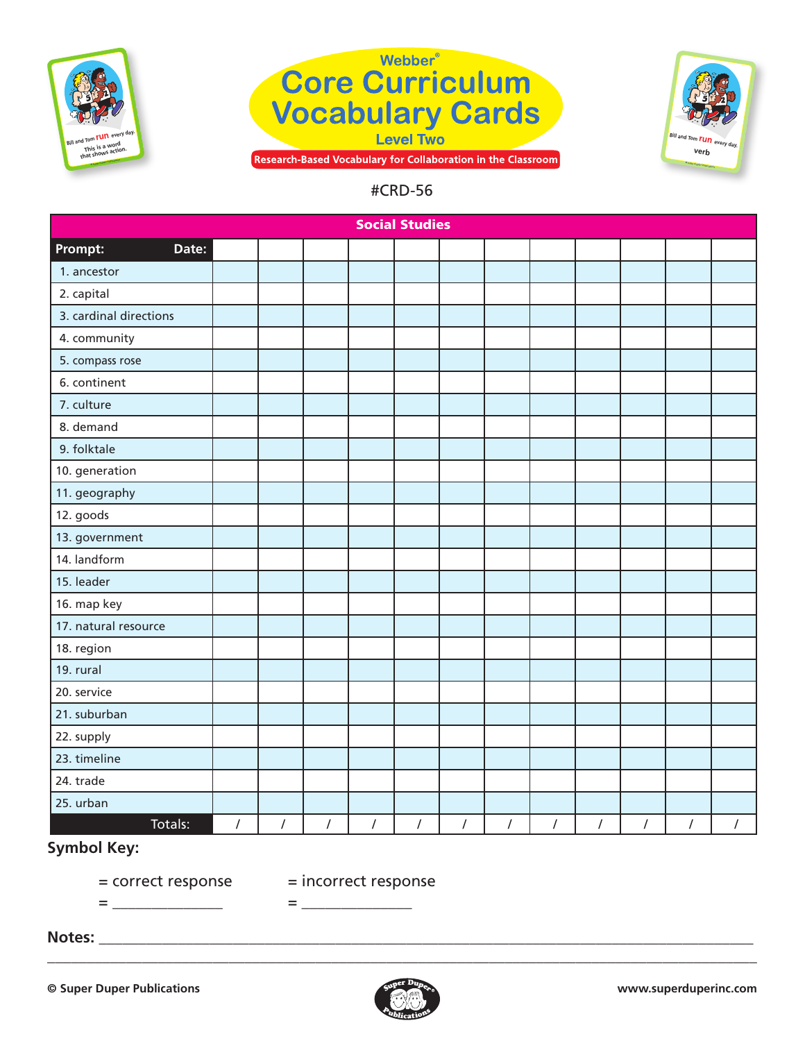Webber®

# Core Curriculum Vocabulary Cards

**Level Two**

**Research-Based Vocabulary for Collaboration in the Classroom**

#CRD-56

| Social Studies | | | | | | | | | | | | |
|---|---|---|---|---|---|---|---|---|---|---|---|---|
| **Prompt: Date:** | | | | | | | | | | | | |
| 1. ancestor | | | | | | | | | | | | |
| 2. capital | | | | | | | | | | | | |
| 3. cardinal directions | | | | | | | | | | | | |
| 4. community | | | | | | | | | | | | |
| 5. compass rose | | | | | | | | | | | | |
| 6. continent | | | | | | | | | | | | |
| 7. culture | | | | | | | | | | | | |
| 8. demand | | | | | | | | | | | | |
| 9. folktale | | | | | | | | | | | | |
| 10. generation | | | | | | | | | | | | |
| 11. geography | | | | | | | | | | | | |
| 12. goods | | | | | | | | | | | | |
| 13. government | | | | | | | | | | | | |
| 14. landform | | | | | | | | | | | | |
| 15. leader | | | | | | | | | | | | |
| 16. map key | | | | | | | | | | | | |
| 17. natural resource | | | | | | | | | | | | |
| 18. region | | | | | | | | | | | | |
| 19. rural | | | | | | | | | | | | |
| 20. service | | | | | | | | | | | | |
| 21. suburban | | | | | | | | | | | | |
| 22. supply | | | | | | | | | | | | |
| 23. timeline | | | | | | | | | | | | |
| 24. trade | | | | | | | | | | | | |
| 25. urban | | | | | | | | | | | | |
| **Totals:** | / | / | / | / | / | / | / | / | / | / | / | / |

**Symbol Key:**

= correct response = incorrect response

= _______________ = _______________

**Notes:** ____________________________________________________________________________

______________________________________________________________________________________

**© Super Duper Publications** **www.superduperinc.com**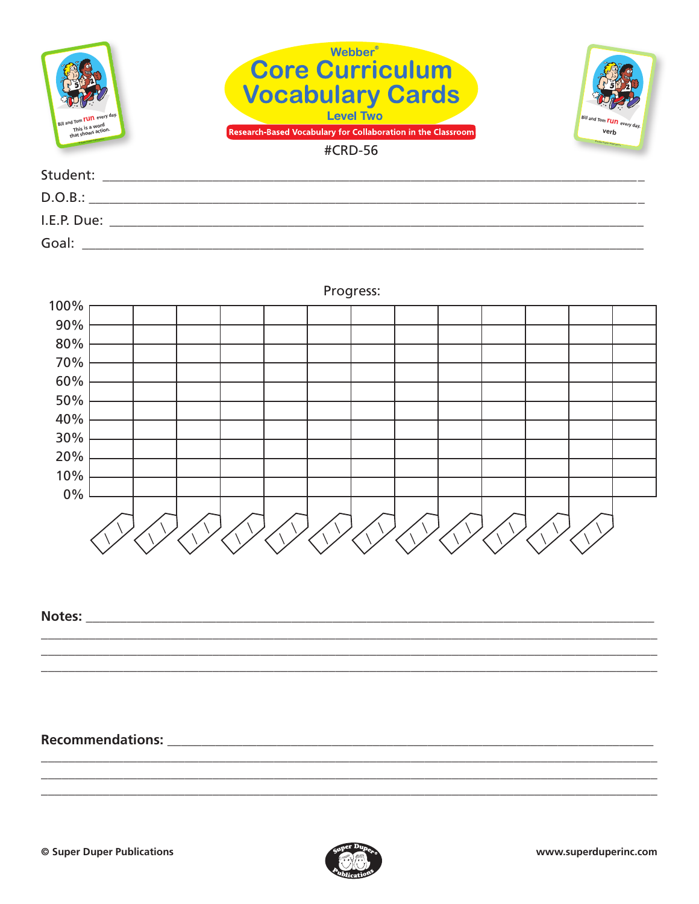Webber®

# Core Curriculum Vocabulary Cards

Level Two

Research-Based Vocabulary for Collaboration in the Classroom

#CRD-56

Student: ___________________________________________

D.O.B.: ___________________________________________

I.E.P. Due: ___________________________________________

Goal: ___________________________________________

Progress:

100%
90%
80%
70%
60%
50%
40%
30%
20%
10%
0%

**Notes:** ___________________________________________

___________________________________________

___________________________________________

___________________________________________

**Recommendations:** ___________________________________________

___________________________________________

___________________________________________

___________________________________________

**© Super Duper Publications**

**www.superduperinc.com**